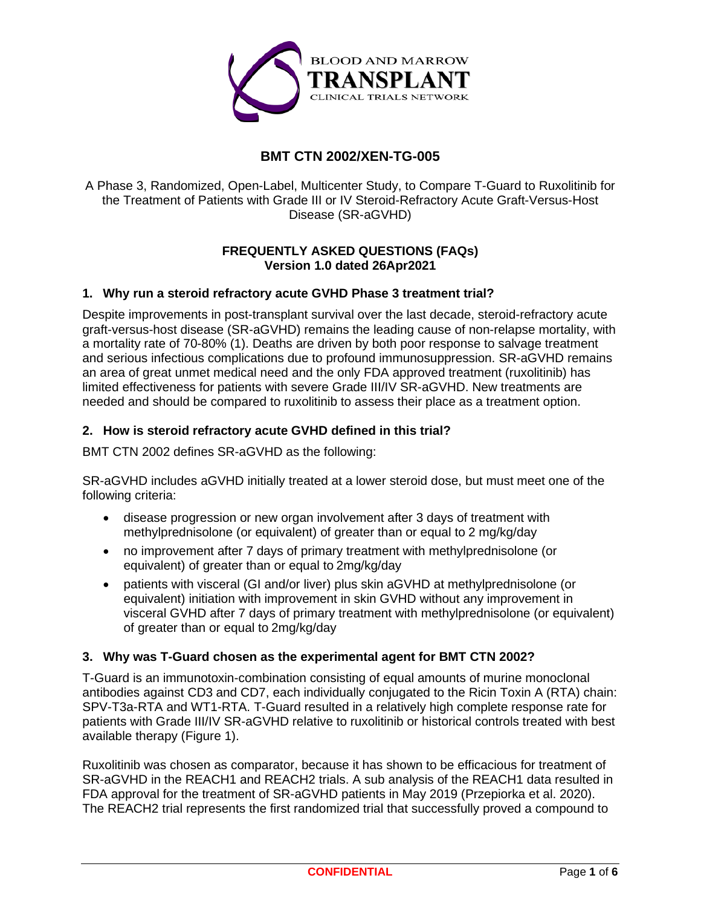# BMT CTN 2002/XEN-TG-005

A Phase 3, Randomized, Open-Label, Multicenter Study, to Compare T-Guard to Ruxolitinib for the Treatment of Patients with Grade III or IV Steroid-Refractory Acute Graft-Versus-Host Disease (SR-aGVHD)

**FREQUENTLY ASKED QUESTIONS (FAQs)**
**Version 1.0 dated 26Apr2021**

### 1. Why run a steroid refractory acute GVHD Phase 3 treatment trial?

Despite improvements in post-transplant survival over the last decade, steroid-refractory acute graft-versus-host disease (SR-aGVHD) remains the leading cause of non-relapse mortality, with a mortality rate of 70-80% (1). Deaths are driven by both poor response to salvage treatment and serious infectious complications due to profound immunosuppression. SR-aGVHD remains an area of great unmet medical need and the only FDA approved treatment (ruxolitinib) has limited effectiveness for patients with severe Grade III/IV SR-aGVHD. New treatments are needed and should be compared to ruxolitinib to assess their place as a treatment option.

### 2. How is steroid refractory acute GVHD defined in this trial?

BMT CTN 2002 defines SR-aGVHD as the following:

SR-aGVHD includes aGVHD initially treated at a lower steroid dose, but must meet one of the following criteria:

- disease progression or new organ involvement after 3 days of treatment with methylprednisolone (or equivalent) of greater than or equal to 2 mg/kg/day
- no improvement after 7 days of primary treatment with methylprednisolone (or equivalent) of greater than or equal to 2mg/kg/day
- patients with visceral (GI and/or liver) plus skin aGVHD at methylprednisolone (or equivalent) initiation with improvement in skin GVHD without any improvement in visceral GVHD after 7 days of primary treatment with methylprednisolone (or equivalent) of greater than or equal to 2mg/kg/day

### 3. Why was T-Guard chosen as the experimental agent for BMT CTN 2002?

T-Guard is an immunotoxin-combination consisting of equal amounts of murine monoclonal antibodies against CD3 and CD7, each individually conjugated to the Ricin Toxin A (RTA) chain: SPV-T3a-RTA and WT1-RTA. T-Guard resulted in a relatively high complete response rate for patients with Grade III/IV SR-aGVHD relative to ruxolitinib or historical controls treated with best available therapy (Figure 1).

Ruxolitinib was chosen as comparator, because it has shown to be efficacious for treatment of SR-aGVHD in the REACH1 and REACH2 trials. A sub analysis of the REACH1 data resulted in FDA approval for the treatment of SR-aGVHD patients in May 2019 (Przepiorka et al. 2020). The REACH2 trial represents the first randomized trial that successfully proved a compound to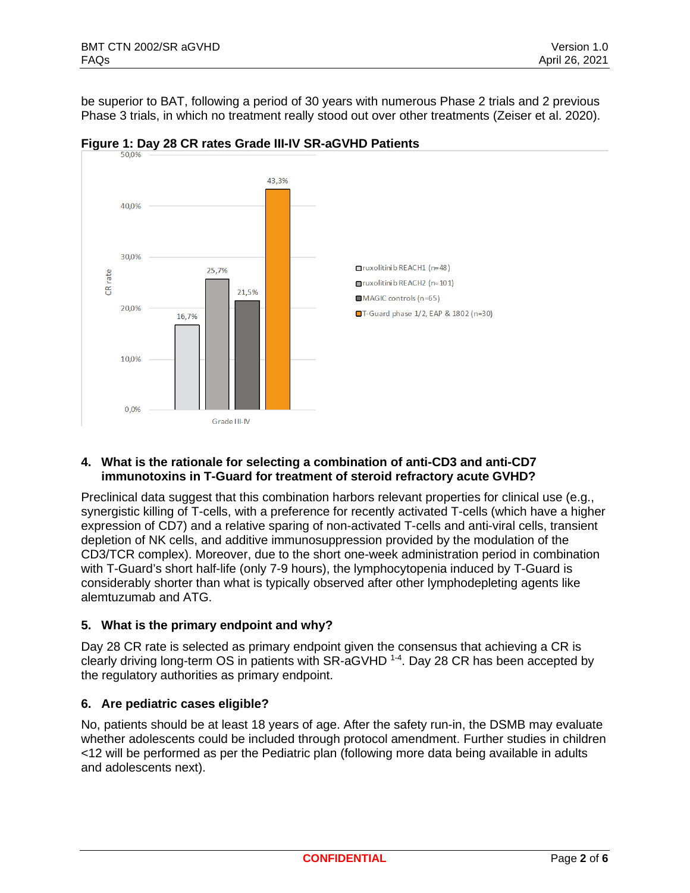be superior to BAT, following a period of 30 years with numerous Phase 2 trials and 2 previous Phase 3 trials, in which no treatment really stood out over other treatments (Zeiser et al. 2020).

**Figure 1: Day 28 CR rates Grade III-IV SR-aGVHD Patients**

| Grade III-IV | CR rate |
|---|---|
| ruxolitinib REACH1 (n=48) | 16,7% |
| ruxolitinib REACH2 (n=101) | 25,7% |
| MAGIC controls (n=65) | 21,5% |
| T-Guard phase 1/2, EAP & 1802 (n=30) | 43,3% |

### 4. What is the rationale for selecting a combination of anti-CD3 and anti-CD7 immunotoxins in T-Guard for treatment of steroid refractory acute GVHD?

Preclinical data suggest that this combination harbors relevant properties for clinical use (e.g., synergistic killing of T-cells, with a preference for recently activated T-cells (which have a higher expression of CD7) and a relative sparing of non-activated T-cells and anti-viral cells, transient depletion of NK cells, and additive immunosuppression provided by the modulation of the CD3/TCR complex). Moreover, due to the short one-week administration period in combination with T-Guard's short half-life (only 7-9 hours), the lymphocytopenia induced by T-Guard is considerably shorter than what is typically observed after other lymphodepleting agents like alemtuzumab and ATG.

### 5. What is the primary endpoint and why?

Day 28 CR rate is selected as primary endpoint given the consensus that achieving a CR is clearly driving long-term OS in patients with SR-aGVHD [1-4]. Day 28 CR has been accepted by the regulatory authorities as primary endpoint.

### 6. Are pediatric cases eligible?

No, patients should be at least 18 years of age. After the safety run-in, the DSMB may evaluate whether adolescents could be included through protocol amendment. Further studies in children <12 will be performed as per the Pediatric plan (following more data being available in adults and adolescents next).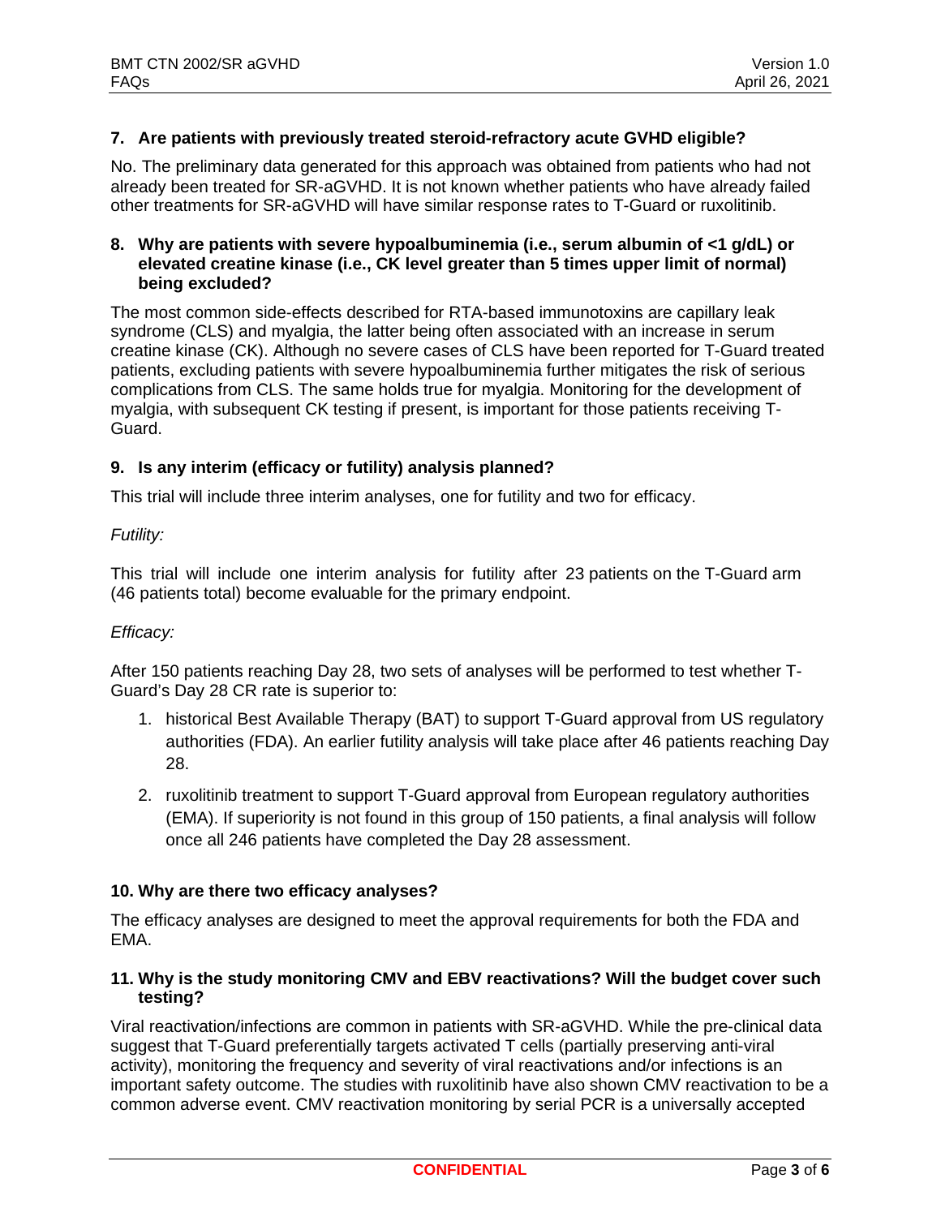**7. Are patients with previously treated steroid-refractory acute GVHD eligible?**

No. The preliminary data generated for this approach was obtained from patients who had not already been treated for SR-aGVHD. It is not known whether patients who have already failed other treatments for SR-aGVHD will have similar response rates to T-Guard or ruxolitinib.

**8. Why are patients with severe hypoalbuminemia (i.e., serum albumin of <1 g/dL) or elevated creatine kinase (i.e., CK level greater than 5 times upper limit of normal) being excluded?**

The most common side-effects described for RTA-based immunotoxins are capillary leak syndrome (CLS) and myalgia, the latter being often associated with an increase in serum creatine kinase (CK). Although no severe cases of CLS have been reported for T-Guard treated patients, excluding patients with severe hypoalbuminemia further mitigates the risk of serious complications from CLS. The same holds true for myalgia. Monitoring for the development of myalgia, with subsequent CK testing if present, is important for those patients receiving T-Guard.

**9. Is any interim (efficacy or futility) analysis planned?**

This trial will include three interim analyses, one for futility and two for efficacy.

*Futility:*

This trial will include one interim analysis for futility after 23 patients on the T-Guard arm (46 patients total) become evaluable for the primary endpoint.

*Efficacy:*

After 150 patients reaching Day 28, two sets of analyses will be performed to test whether T-Guard's Day 28 CR rate is superior to:

1. historical Best Available Therapy (BAT) to support T-Guard approval from US regulatory authorities (FDA). An earlier futility analysis will take place after 46 patients reaching Day 28.
2. ruxolitinib treatment to support T-Guard approval from European regulatory authorities (EMA). If superiority is not found in this group of 150 patients, a final analysis will follow once all 246 patients have completed the Day 28 assessment.

**10. Why are there two efficacy analyses?**

The efficacy analyses are designed to meet the approval requirements for both the FDA and EMA.

**11. Why is the study monitoring CMV and EBV reactivations? Will the budget cover such testing?**

Viral reactivation/infections are common in patients with SR-aGVHD. While the pre-clinical data suggest that T-Guard preferentially targets activated T cells (partially preserving anti-viral activity), monitoring the frequency and severity of viral reactivations and/or infections is an important safety outcome. The studies with ruxolitinib have also shown CMV reactivation to be a common adverse event. CMV reactivation monitoring by serial PCR is a universally accepted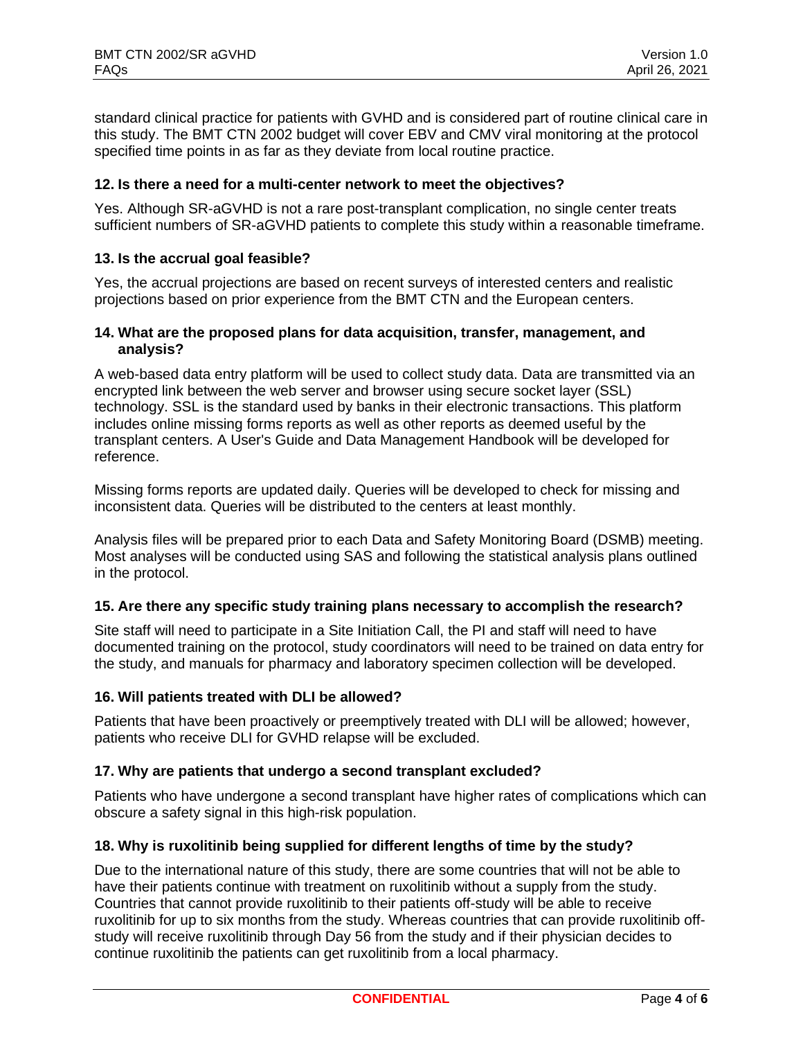standard clinical practice for patients with GVHD and is considered part of routine clinical care in this study. The BMT CTN 2002 budget will cover EBV and CMV viral monitoring at the protocol specified time points in as far as they deviate from local routine practice.

### 12. Is there a need for a multi-center network to meet the objectives?

Yes. Although SR-aGVHD is not a rare post-transplant complication, no single center treats sufficient numbers of SR-aGVHD patients to complete this study within a reasonable timeframe.

### 13. Is the accrual goal feasible?

Yes, the accrual projections are based on recent surveys of interested centers and realistic projections based on prior experience from the BMT CTN and the European centers.

### 14. What are the proposed plans for data acquisition, transfer, management, and analysis?

A web-based data entry platform will be used to collect study data. Data are transmitted via an encrypted link between the web server and browser using secure socket layer (SSL) technology. SSL is the standard used by banks in their electronic transactions. This platform includes online missing forms reports as well as other reports as deemed useful by the transplant centers. A User's Guide and Data Management Handbook will be developed for reference.

Missing forms reports are updated daily. Queries will be developed to check for missing and inconsistent data. Queries will be distributed to the centers at least monthly.

Analysis files will be prepared prior to each Data and Safety Monitoring Board (DSMB) meeting. Most analyses will be conducted using SAS and following the statistical analysis plans outlined in the protocol.

### 15. Are there any specific study training plans necessary to accomplish the research?

Site staff will need to participate in a Site Initiation Call, the PI and staff will need to have documented training on the protocol, study coordinators will need to be trained on data entry for the study, and manuals for pharmacy and laboratory specimen collection will be developed.

### 16. Will patients treated with DLI be allowed?

Patients that have been proactively or preemptively treated with DLI will be allowed; however, patients who receive DLI for GVHD relapse will be excluded.

### 17. Why are patients that undergo a second transplant excluded?

Patients who have undergone a second transplant have higher rates of complications which can obscure a safety signal in this high-risk population.

### 18. Why is ruxolitinib being supplied for different lengths of time by the study?

Due to the international nature of this study, there are some countries that will not be able to have their patients continue with treatment on ruxolitinib without a supply from the study. Countries that cannot provide ruxolitinib to their patients off-study will be able to receive ruxolitinib for up to six months from the study. Whereas countries that can provide ruxolitinib off-study will receive ruxolitinib through Day 56 from the study and if their physician decides to continue ruxolitinib the patients can get ruxolitinib from a local pharmacy.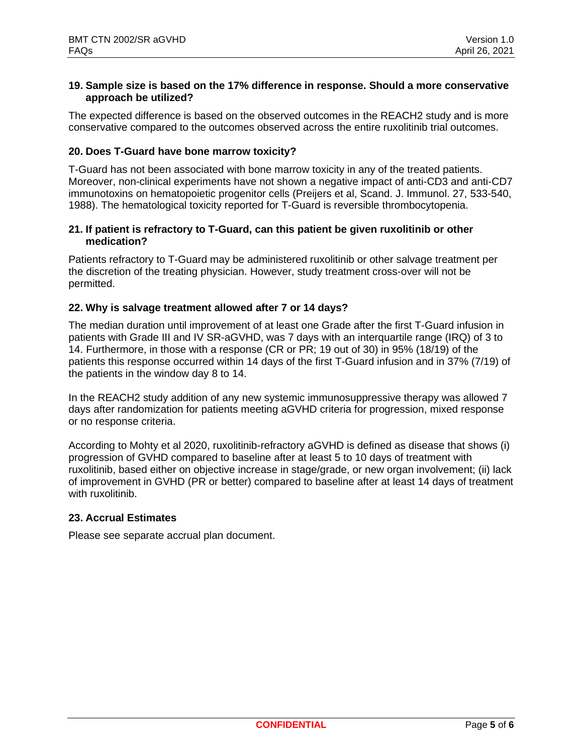**19. Sample size is based on the 17% difference in response. Should a more conservative approach be utilized?**

The expected difference is based on the observed outcomes in the REACH2 study and is more conservative compared to the outcomes observed across the entire ruxolitinib trial outcomes.

**20. Does T-Guard have bone marrow toxicity?**

T-Guard has not been associated with bone marrow toxicity in any of the treated patients. Moreover, non-clinical experiments have not shown a negative impact of anti-CD3 and anti-CD7 immunotoxins on hematopoietic progenitor cells (Preijers et al, Scand. J. Immunol. 27, 533-540, 1988). The hematological toxicity reported for T-Guard is reversible thrombocytopenia.

**21. If patient is refractory to T-Guard, can this patient be given ruxolitinib or other medication?**

Patients refractory to T-Guard may be administered ruxolitinib or other salvage treatment per the discretion of the treating physician. However, study treatment cross-over will not be permitted.

**22. Why is salvage treatment allowed after 7 or 14 days?**

The median duration until improvement of at least one Grade after the first T-Guard infusion in patients with Grade III and IV SR-aGVHD, was 7 days with an interquartile range (IRQ) of 3 to 14. Furthermore, in those with a response (CR or PR; 19 out of 30) in 95% (18/19) of the patients this response occurred within 14 days of the first T-Guard infusion and in 37% (7/19) of the patients in the window day 8 to 14.

In the REACH2 study addition of any new systemic immunosuppressive therapy was allowed 7 days after randomization for patients meeting aGVHD criteria for progression, mixed response or no response criteria.

According to Mohty et al 2020, ruxolitinib-refractory aGVHD is defined as disease that shows (i) progression of GVHD compared to baseline after at least 5 to 10 days of treatment with ruxolitinib, based either on objective increase in stage/grade, or new organ involvement; (ii) lack of improvement in GVHD (PR or better) compared to baseline after at least 14 days of treatment with ruxolitinib.

**23. Accrual Estimates**

Please see separate accrual plan document.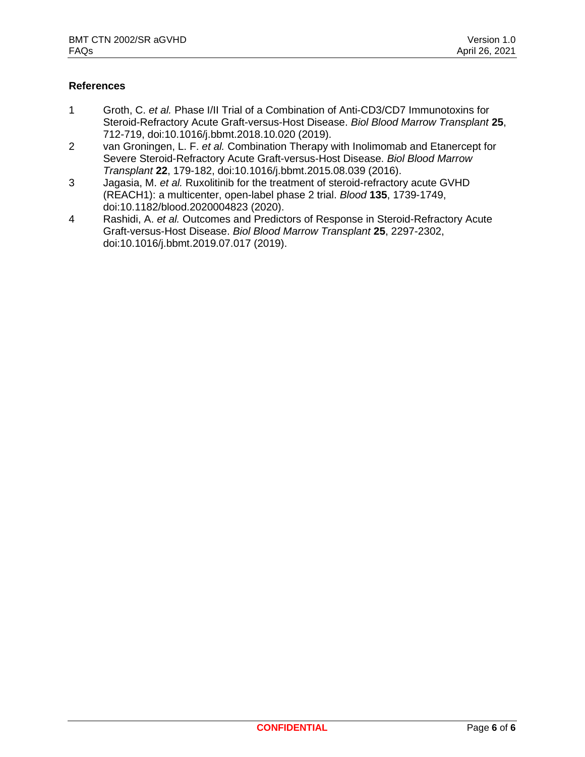## References

1. Groth, C. *et al.* Phase I/II Trial of a Combination of Anti-CD3/CD7 Immunotoxins for Steroid-Refractory Acute Graft-versus-Host Disease. *Biol Blood Marrow Transplant* **25**, 712-719, doi:10.1016/j.bbmt.2018.10.020 (2019).
2. van Groningen, L. F. *et al.* Combination Therapy with Inolimomab and Etanercept for Severe Steroid-Refractory Acute Graft-versus-Host Disease. *Biol Blood Marrow Transplant* **22**, 179-182, doi:10.1016/j.bbmt.2015.08.039 (2016).
3. Jagasia, M. *et al.* Ruxolitinib for the treatment of steroid-refractory acute GVHD (REACH1): a multicenter, open-label phase 2 trial. *Blood* **135**, 1739-1749, doi:10.1182/blood.2020004823 (2020).
4. Rashidi, A. *et al.* Outcomes and Predictors of Response in Steroid-Refractory Acute Graft-versus-Host Disease. *Biol Blood Marrow Transplant* **25**, 2297-2302, doi:10.1016/j.bbmt.2019.07.017 (2019).